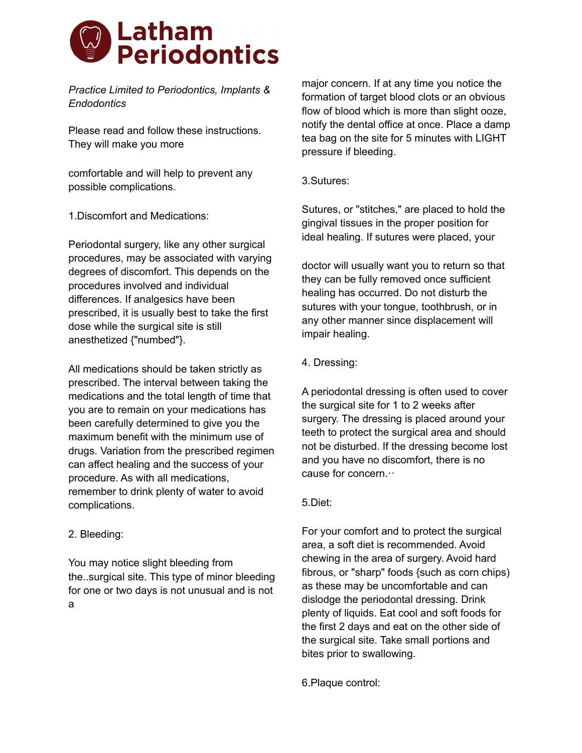# Latham Periodontics

*Practice Limited to Periodontics, Implants & Endodontics*

Please read and follow these instructions. They will make you more

comfortable and will help to prevent any possible complications.

1.Discomfort and Medications:

Periodontal surgery, like any other surgical procedures, may be associated with varying degrees of discomfort. This depends on the procedures involved and individual differences. If analgesics have been prescribed, it is usually best to take the first dose while the surgical site is still anesthetized {"numbed"}.

All medications should be taken strictly as prescribed. The interval between taking the medications and the total length of time that you are to remain on your medications has been carefully determined to give you the maximum benefit with the minimum use of drugs. Variation from the prescribed regimen can affect healing and the success of your procedure. As with all medications, remember to drink plenty of water to avoid complications.

2. Bleeding:

You may notice slight bleeding from the..surgical site. This type of minor bleeding for one or two days is not unusual and is not a major concern. If at any time you notice the formation of target blood clots or an obvious flow of blood which is more than slight ooze, notify the dental office at once. Place a damp tea bag on the site for 5 minutes with LIGHT pressure if bleeding.

3.Sutures:

Sutures, or "stitches," are placed to hold the gingival tissues in the proper position for ideal healing. If sutures were placed, your

doctor will usually want you to return so that they can be fully removed once sufficient healing has occurred. Do not disturb the sutures with your tongue, toothbrush, or in any other manner since displacement will impair healing.

4. Dressing:

A periodontal dressing is often used to cover the surgical site for 1 to 2 weeks after surgery. The dressing is placed around your teeth to protect the surgical area and should not be disturbed. If the dressing become lost and you have no discomfort, there is no cause for concern.··

5.Diet:

For your comfort and to protect the surgical area, a soft diet is recommended. Avoid chewing in the area of surgery. Avoid hard fibrous, or "sharp" foods {such as corn chips) as these may be uncomfortable and can dislodge the periodontal dressing. Drink plenty of liquids. Eat cool and soft foods for the first 2 days and eat on the other side of the surgical site. Take small portions and bites prior to swallowing.

6.Plaque control: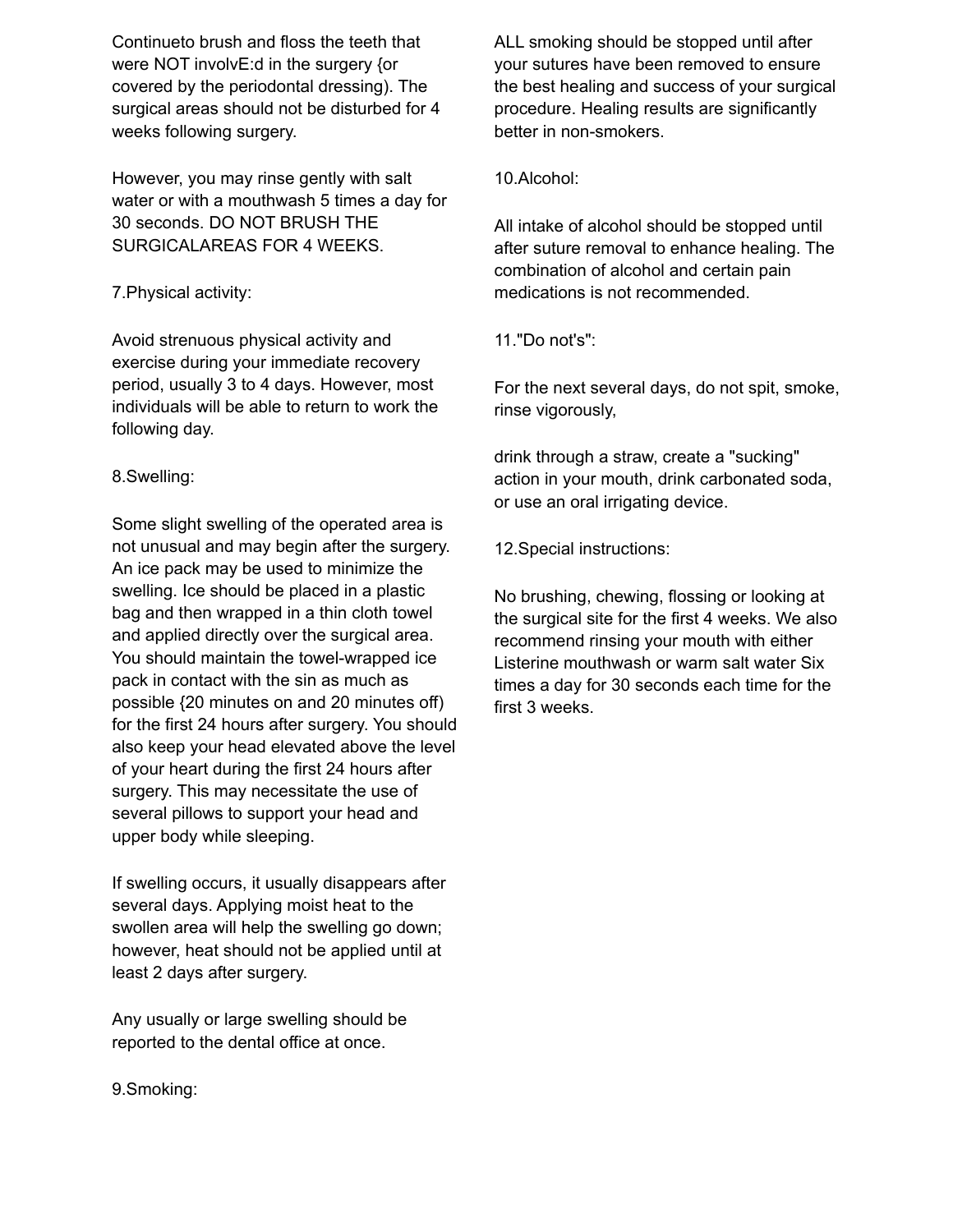Continueto brush and floss the teeth that were NOT involvE:d in the surgery {or covered by the periodontal dressing). The surgical areas should not be disturbed for 4 weeks following surgery.

However, you may rinse gently with salt water or with a mouthwash 5 times a day for 30 seconds. DO NOT BRUSH THE SURGICALAREAS FOR 4 WEEKS.

7.Physical activity:

Avoid strenuous physical activity and exercise during your immediate recovery period, usually 3 to 4 days. However, most individuals will be able to return to work the following day.

8.Swelling:

Some slight swelling of the operated area is not unusual and may begin after the surgery. An ice pack may be used to minimize the swelling. Ice should be placed in a plastic bag and then wrapped in a thin cloth towel and applied directly over the surgical area. You should maintain the towel-wrapped ice pack in contact with the sin as much as possible {20 minutes on and 20 minutes off) for the first 24 hours after surgery. You should also keep your head elevated above the level of your heart during the first 24 hours after surgery. This may necessitate the use of several pillows to support your head and upper body while sleeping.

If swelling occurs, it usually disappears after several days. Applying moist heat to the swollen area will help the swelling go down; however, heat should not be applied until at least 2 days after surgery.

Any usually or large swelling should be reported to the dental office at once.

9.Smoking:

ALL smoking should be stopped until after your sutures have been removed to ensure the best healing and success of your surgical procedure. Healing results are significantly better in non-smokers.

10.Alcohol:

All intake of alcohol should be stopped until after suture removal to enhance healing. The combination of alcohol and certain pain medications is not recommended.

11."Do not's":

For the next several days, do not spit, smoke, rinse vigorously,

drink through a straw, create a "sucking" action in your mouth, drink carbonated soda, or use an oral irrigating device.

12.Special instructions:

No brushing, chewing, flossing or looking at the surgical site for the first 4 weeks. We also recommend rinsing your mouth with either Listerine mouthwash or warm salt water Six times a day for 30 seconds each time for the first 3 weeks.